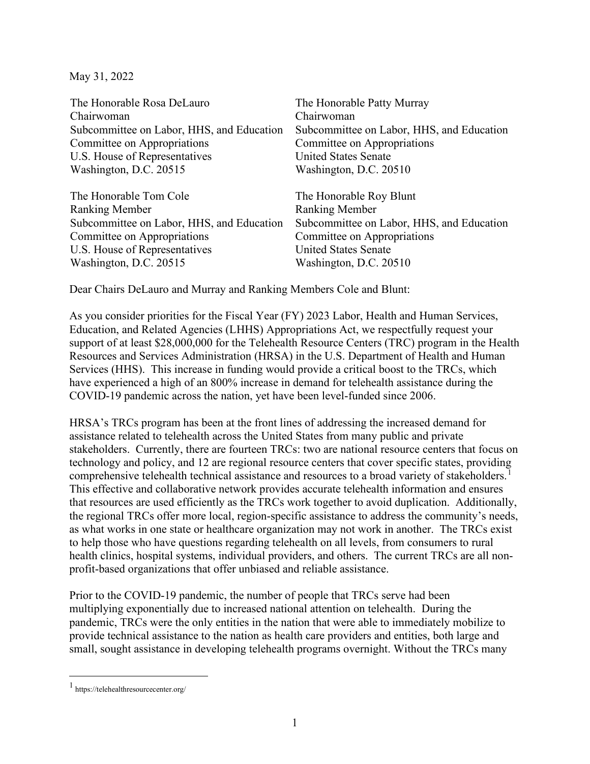May 31, 2022

The Honorable Rosa DeLauro
Chairwoman
Subcommittee on Labor, HHS, and Education
Committee on Appropriations
U.S. House of Representatives
Washington, D.C. 20515

The Honorable Patty Murray
Chairwoman
Subcommittee on Labor, HHS, and Education
Committee on Appropriations
United States Senate
Washington, D.C. 20510

The Honorable Tom Cole
Ranking Member
Subcommittee on Labor, HHS, and Education
Committee on Appropriations
U.S. House of Representatives
Washington, D.C. 20515

The Honorable Roy Blunt
Ranking Member
Subcommittee on Labor, HHS, and Education
Committee on Appropriations
United States Senate
Washington, D.C. 20510

Dear Chairs DeLauro and Murray and Ranking Members Cole and Blunt:

As you consider priorities for the Fiscal Year (FY) 2023 Labor, Health and Human Services, Education, and Related Agencies (LHHS) Appropriations Act, we respectfully request your support of at least $28,000,000 for the Telehealth Resource Centers (TRC) program in the Health Resources and Services Administration (HRSA) in the U.S. Department of Health and Human Services (HHS). This increase in funding would provide a critical boost to the TRCs, which have experienced a high of an 800% increase in demand for telehealth assistance during the COVID-19 pandemic across the nation, yet have been level-funded since 2006.

HRSA's TRCs program has been at the front lines of addressing the increased demand for assistance related to telehealth across the United States from many public and private stakeholders. Currently, there are fourteen TRCs: two are national resource centers that focus on technology and policy, and 12 are regional resource centers that cover specific states, providing comprehensive telehealth technical assistance and resources to a broad variety of stakeholders.[1] This effective and collaborative network provides accurate telehealth information and ensures that resources are used efficiently as the TRCs work together to avoid duplication. Additionally, the regional TRCs offer more local, region-specific assistance to address the community's needs, as what works in one state or healthcare organization may not work in another. The TRCs exist to help those who have questions regarding telehealth on all levels, from consumers to rural health clinics, hospital systems, individual providers, and others. The current TRCs are all non-profit-based organizations that offer unbiased and reliable assistance.

Prior to the COVID-19 pandemic, the number of people that TRCs serve had been multiplying exponentially due to increased national attention on telehealth. During the pandemic, TRCs were the only entities in the nation that were able to immediately mobilize to provide technical assistance to the nation as health care providers and entities, both large and small, sought assistance in developing telehealth programs overnight. Without the TRCs many

[1] https://telehealthresourcecenter.org/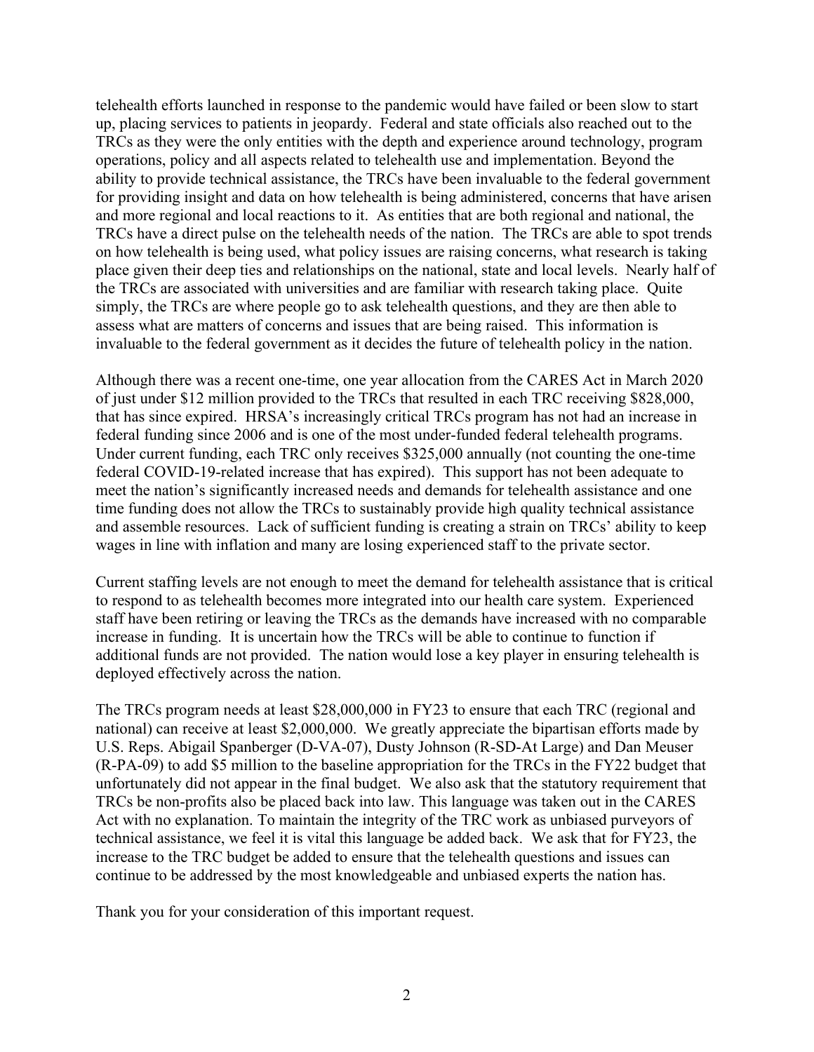telehealth efforts launched in response to the pandemic would have failed or been slow to start up, placing services to patients in jeopardy. Federal and state officials also reached out to the TRCs as they were the only entities with the depth and experience around technology, program operations, policy and all aspects related to telehealth use and implementation. Beyond the ability to provide technical assistance, the TRCs have been invaluable to the federal government for providing insight and data on how telehealth is being administered, concerns that have arisen and more regional and local reactions to it. As entities that are both regional and national, the TRCs have a direct pulse on the telehealth needs of the nation. The TRCs are able to spot trends on how telehealth is being used, what policy issues are raising concerns, what research is taking place given their deep ties and relationships on the national, state and local levels. Nearly half of the TRCs are associated with universities and are familiar with research taking place. Quite simply, the TRCs are where people go to ask telehealth questions, and they are then able to assess what are matters of concerns and issues that are being raised. This information is invaluable to the federal government as it decides the future of telehealth policy in the nation.

Although there was a recent one-time, one year allocation from the CARES Act in March 2020 of just under $12 million provided to the TRCs that resulted in each TRC receiving $828,000, that has since expired. HRSA's increasingly critical TRCs program has not had an increase in federal funding since 2006 and is one of the most under-funded federal telehealth programs. Under current funding, each TRC only receives $325,000 annually (not counting the one-time federal COVID-19-related increase that has expired). This support has not been adequate to meet the nation's significantly increased needs and demands for telehealth assistance and one time funding does not allow the TRCs to sustainably provide high quality technical assistance and assemble resources. Lack of sufficient funding is creating a strain on TRCs' ability to keep wages in line with inflation and many are losing experienced staff to the private sector.

Current staffing levels are not enough to meet the demand for telehealth assistance that is critical to respond to as telehealth becomes more integrated into our health care system. Experienced staff have been retiring or leaving the TRCs as the demands have increased with no comparable increase in funding. It is uncertain how the TRCs will be able to continue to function if additional funds are not provided. The nation would lose a key player in ensuring telehealth is deployed effectively across the nation.

The TRCs program needs at least $28,000,000 in FY23 to ensure that each TRC (regional and national) can receive at least $2,000,000. We greatly appreciate the bipartisan efforts made by U.S. Reps. Abigail Spanberger (D-VA-07), Dusty Johnson (R-SD-At Large) and Dan Meuser (R-PA-09) to add $5 million to the baseline appropriation for the TRCs in the FY22 budget that unfortunately did not appear in the final budget. We also ask that the statutory requirement that TRCs be non-profits also be placed back into law. This language was taken out in the CARES Act with no explanation. To maintain the integrity of the TRC work as unbiased purveyors of technical assistance, we feel it is vital this language be added back. We ask that for FY23, the increase to the TRC budget be added to ensure that the telehealth questions and issues can continue to be addressed by the most knowledgeable and unbiased experts the nation has.

Thank you for your consideration of this important request.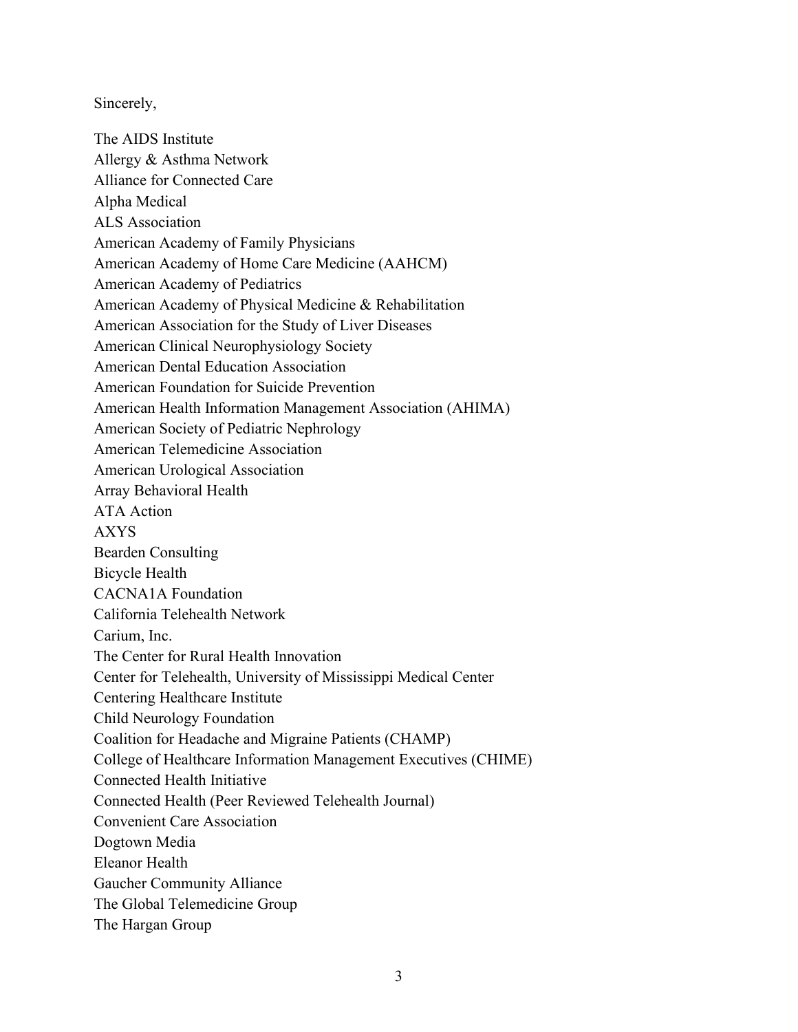Sincerely,

The AIDS Institute
Allergy & Asthma Network
Alliance for Connected Care
Alpha Medical
ALS Association
American Academy of Family Physicians
American Academy of Home Care Medicine (AAHCM)
American Academy of Pediatrics
American Academy of Physical Medicine & Rehabilitation
American Association for the Study of Liver Diseases
American Clinical Neurophysiology Society
American Dental Education Association
American Foundation for Suicide Prevention
American Health Information Management Association (AHIMA)
American Society of Pediatric Nephrology
American Telemedicine Association
American Urological Association
Array Behavioral Health
ATA Action
AXYS
Bearden Consulting
Bicycle Health
CACNA1A Foundation
California Telehealth Network
Carium, Inc.
The Center for Rural Health Innovation
Center for Telehealth, University of Mississippi Medical Center
Centering Healthcare Institute
Child Neurology Foundation
Coalition for Headache and Migraine Patients (CHAMP)
College of Healthcare Information Management Executives (CHIME)
Connected Health Initiative
Connected Health (Peer Reviewed Telehealth Journal)
Convenient Care Association
Dogtown Media
Eleanor Health
Gaucher Community Alliance
The Global Telemedicine Group
The Hargan Group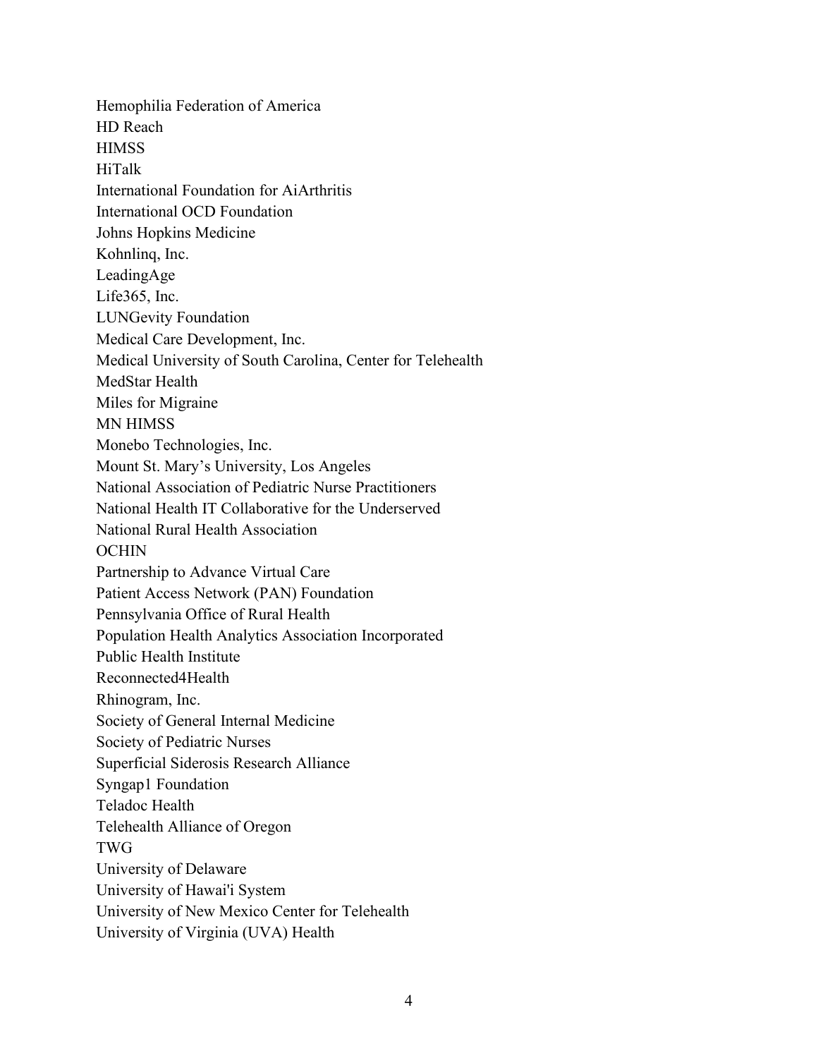Hemophilia Federation of America
HD Reach
HIMSS
HiTalk
International Foundation for AiArthritis
International OCD Foundation
Johns Hopkins Medicine
Kohnlinq, Inc.
LeadingAge
Life365, Inc.
LUNGevity Foundation
Medical Care Development, Inc.
Medical University of South Carolina, Center for Telehealth
MedStar Health
Miles for Migraine
MN HIMSS
Monebo Technologies, Inc.
Mount St. Mary's University, Los Angeles
National Association of Pediatric Nurse Practitioners
National Health IT Collaborative for the Underserved
National Rural Health Association
OCHIN
Partnership to Advance Virtual Care
Patient Access Network (PAN) Foundation
Pennsylvania Office of Rural Health
Population Health Analytics Association Incorporated
Public Health Institute
Reconnected4Health
Rhinogram, Inc.
Society of General Internal Medicine
Society of Pediatric Nurses
Superficial Siderosis Research Alliance
Syngap1 Foundation
Teladoc Health
Telehealth Alliance of Oregon
TWG
University of Delaware
University of Hawai'i System
University of New Mexico Center for Telehealth
University of Virginia (UVA) Health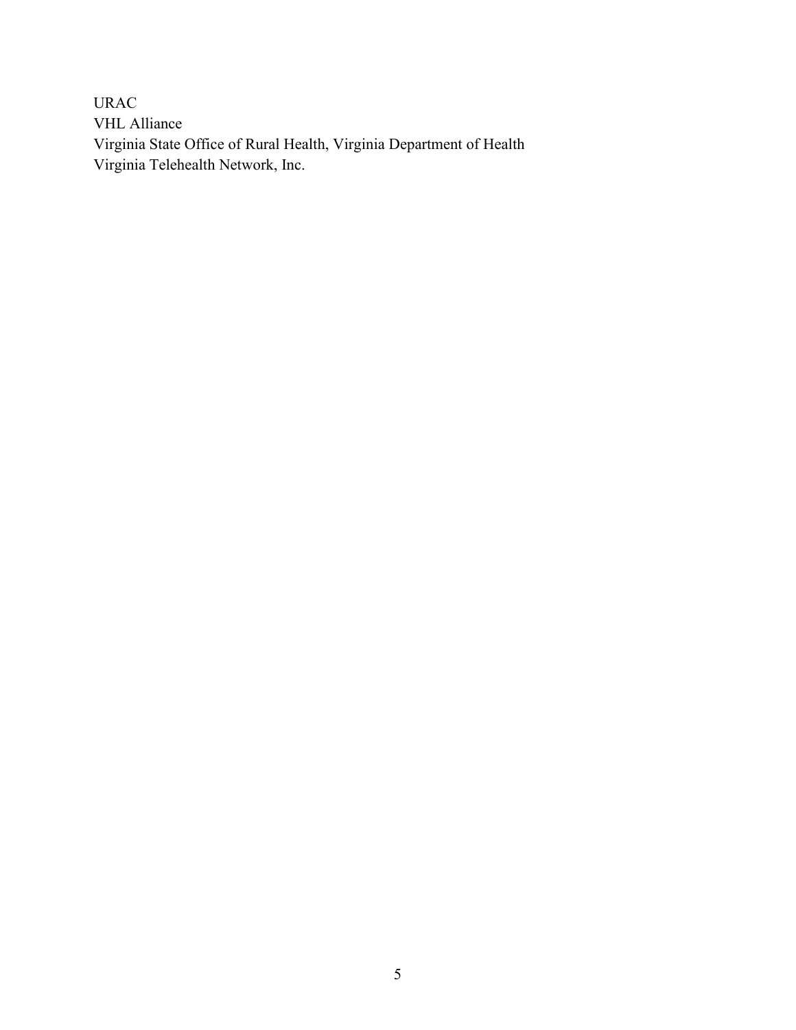URAC
VHL Alliance
Virginia State Office of Rural Health, Virginia Department of Health
Virginia Telehealth Network, Inc.